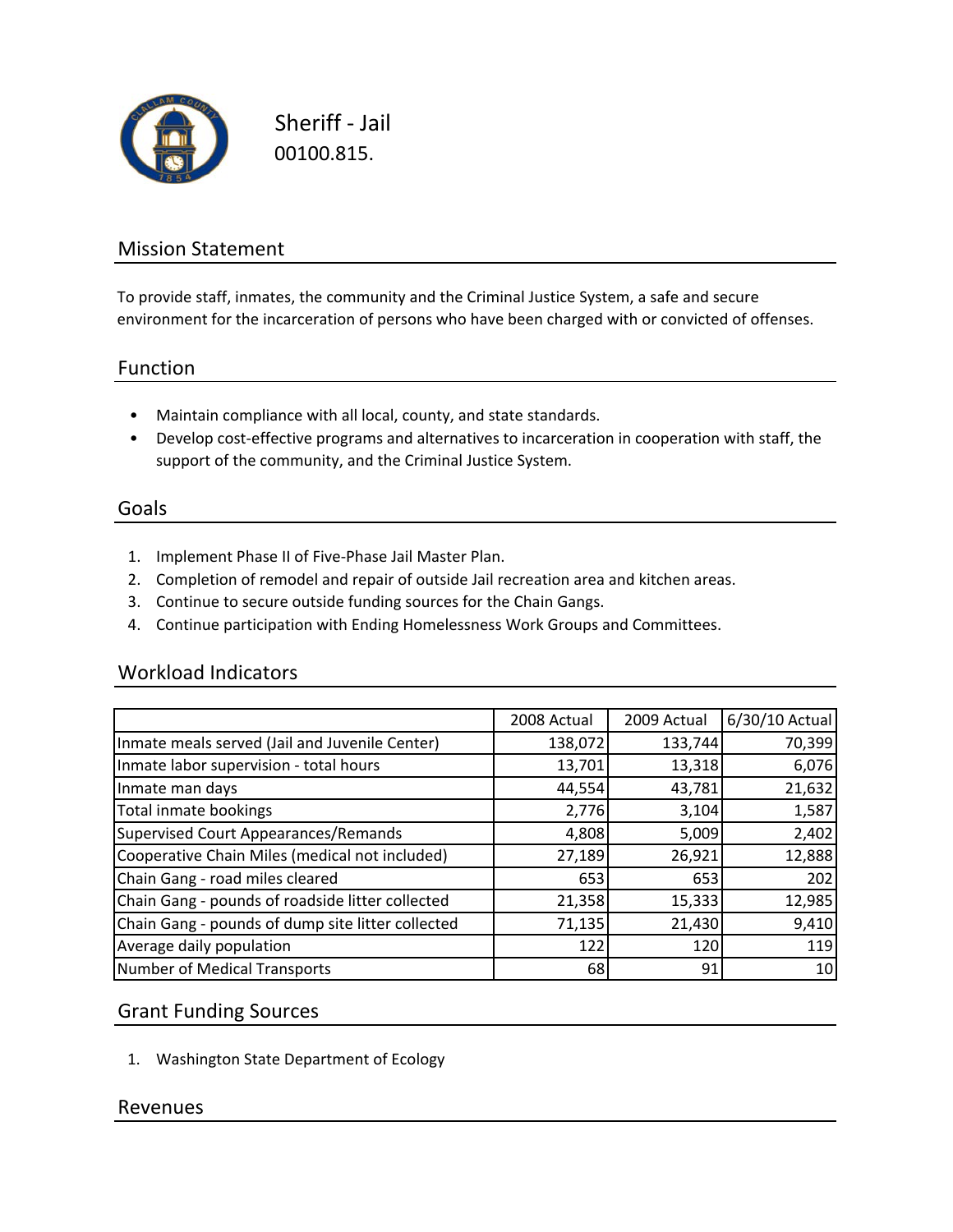# Sheriff - Jail

00100.815.

## Mission Statement

To provide staff, inmates, the community and the Criminal Justice System, a safe and secure environment for the incarceration of persons who have been charged with or convicted of offenses.

## Function

- Maintain compliance with all local, county, and state standards.
- Develop cost-effective programs and alternatives to incarceration in cooperation with staff, the support of the community, and the Criminal Justice System.

## Goals

1. Implement Phase II of Five-Phase Jail Master Plan.
2. Completion of remodel and repair of outside Jail recreation area and kitchen areas.
3. Continue to secure outside funding sources for the Chain Gangs.
4. Continue participation with Ending Homelessness Work Groups and Committees.

## Workload Indicators

| | 2008 Actual | 2009 Actual | 6/30/10 Actual |
|---|---|---|---|
| Inmate meals served (Jail and Juvenile Center) | 138,072 | 133,744 | 70,399 |
| Inmate labor supervision - total hours | 13,701 | 13,318 | 6,076 |
| Inmate man days | 44,554 | 43,781 | 21,632 |
| Total inmate bookings | 2,776 | 3,104 | 1,587 |
| Supervised Court Appearances/Remands | 4,808 | 5,009 | 2,402 |
| Cooperative Chain Miles (medical not included) | 27,189 | 26,921 | 12,888 |
| Chain Gang - road miles cleared | 653 | 653 | 202 |
| Chain Gang - pounds of roadside litter collected | 21,358 | 15,333 | 12,985 |
| Chain Gang - pounds of dump site litter collected | 71,135 | 21,430 | 9,410 |
| Average daily population | 122 | 120 | 119 |
| Number of Medical Transports | 68 | 91 | 10 |

## Grant Funding Sources

1. Washington State Department of Ecology

## Revenues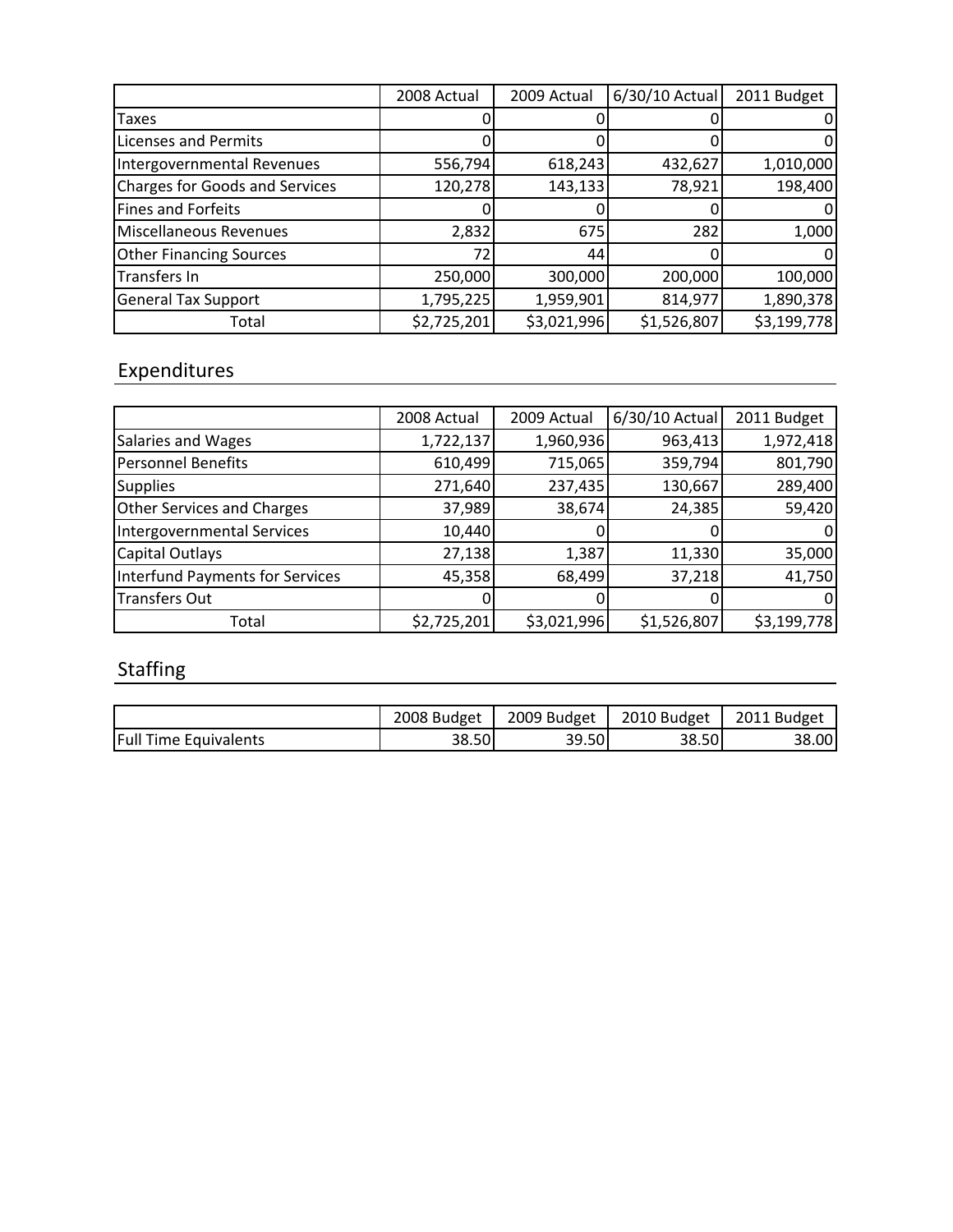| | 2008 Actual | 2009 Actual | 6/30/10 Actual | 2011 Budget |
|---|---|---|---|---|
| Taxes | 0 | 0 | 0 | 0 |
| Licenses and Permits | 0 | 0 | 0 | 0 |
| Intergovernmental Revenues | 556,794 | 618,243 | 432,627 | 1,010,000 |
| Charges for Goods and Services | 120,278 | 143,133 | 78,921 | 198,400 |
| Fines and Forfeits | 0 | 0 | 0 | 0 |
| Miscellaneous Revenues | 2,832 | 675 | 282 | 1,000 |
| Other Financing Sources | 72 | 44 | 0 | 0 |
| Transfers In | 250,000 | 300,000 | 200,000 | 100,000 |
| General Tax Support | 1,795,225 | 1,959,901 | 814,977 | 1,890,378 |
| Total | $2,725,201 | $3,021,996 | $1,526,807 | $3,199,778 |

## Expenditures

| | 2008 Actual | 2009 Actual | 6/30/10 Actual | 2011 Budget |
|---|---|---|---|---|
| Salaries and Wages | 1,722,137 | 1,960,936 | 963,413 | 1,972,418 |
| Personnel Benefits | 610,499 | 715,065 | 359,794 | 801,790 |
| Supplies | 271,640 | 237,435 | 130,667 | 289,400 |
| Other Services and Charges | 37,989 | 38,674 | 24,385 | 59,420 |
| Intergovernmental Services | 10,440 | 0 | 0 | 0 |
| Capital Outlays | 27,138 | 1,387 | 11,330 | 35,000 |
| Interfund Payments for Services | 45,358 | 68,499 | 37,218 | 41,750 |
| Transfers Out | 0 | 0 | 0 | 0 |
| Total | $2,725,201 | $3,021,996 | $1,526,807 | $3,199,778 |

## Staffing

| | 2008 Budget | 2009 Budget | 2010 Budget | 2011 Budget |
|---|---|---|---|---|
| Full Time Equivalents | 38.50 | 39.50 | 38.50 | 38.00 |